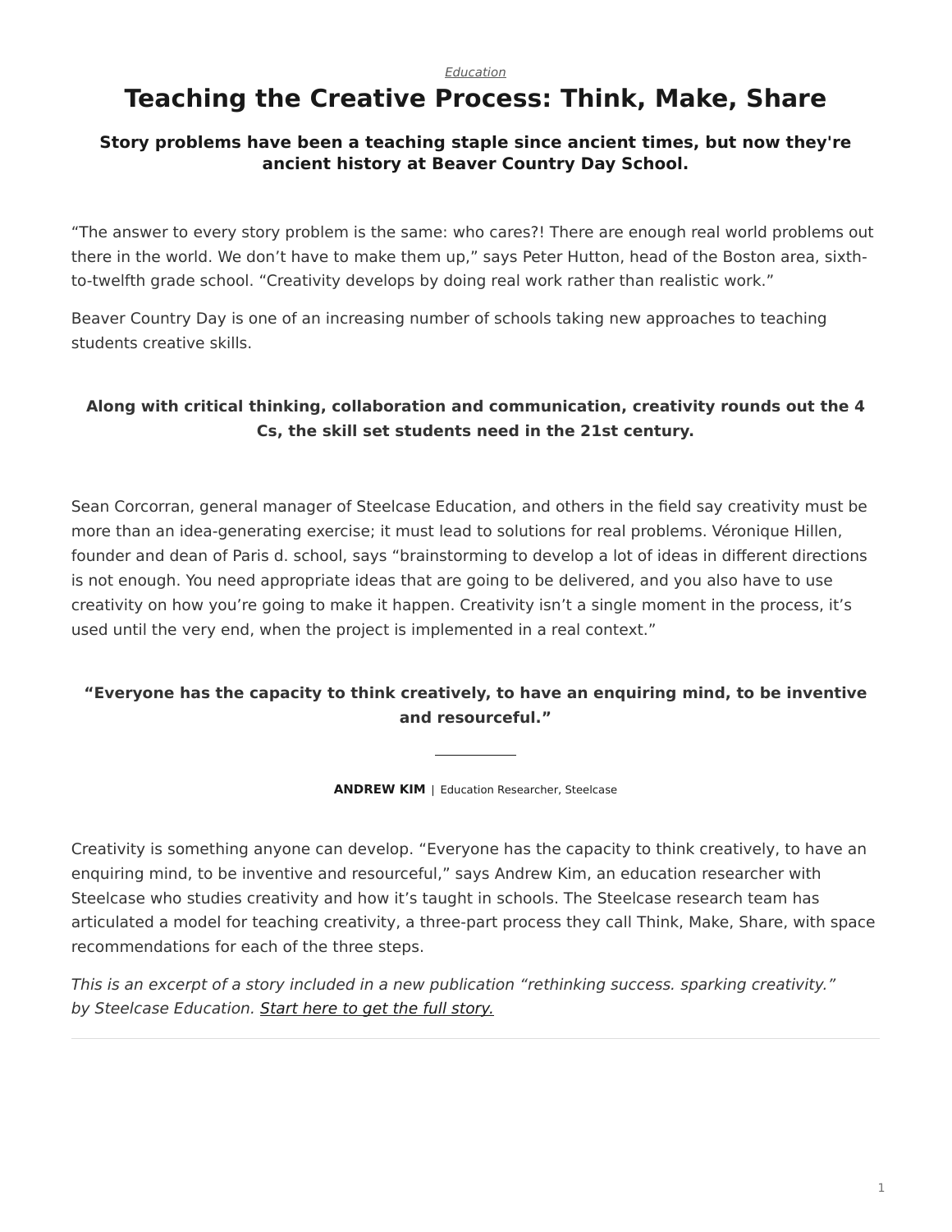*Education*

# Teaching the Creative Process: Think, Make, Share

### Story problems have been a teaching staple since ancient times, but now they're ancient history at Beaver Country Day School.

“The answer to every story problem is the same: who cares?! There are enough real world problems out there in the world. We don’t have to make them up,” says Peter Hutton, head of the Boston area, sixth-to-twelfth grade school. “Creativity develops by doing real work rather than realistic work.”

Beaver Country Day is one of an increasing number of schools taking new approaches to teaching students creative skills.

**Along with critical thinking, collaboration and communication, creativity rounds out the 4 Cs, the skill set students need in the 21st century.**

Sean Corcorran, general manager of Steelcase Education, and others in the field say creativity must be more than an idea-generating exercise; it must lead to solutions for real problems. Véronique Hillen, founder and dean of Paris d. school, says “brainstorming to develop a lot of ideas in different directions is not enough. You need appropriate ideas that are going to be delivered, and you also have to use creativity on how you’re going to make it happen. Creativity isn’t a single moment in the process, it’s used until the very end, when the project is implemented in a real context.”

> **“Everyone has the capacity to think creatively, to have an enquiring mind, to be inventive and resourceful.”**
>
> **ANDREW KIM** | Education Researcher, Steelcase

Creativity is something anyone can develop. “Everyone has the capacity to think creatively, to have an enquiring mind, to be inventive and resourceful,” says Andrew Kim, an education researcher with Steelcase who studies creativity and how it’s taught in schools. The Steelcase research team has articulated a model for teaching creativity, a three-part process they call Think, Make, Share, with space recommendations for each of the three steps.

*This is an excerpt of a story included in a new publication “rethinking success. sparking creativity.” by Steelcase Education. Start here to get the full story.*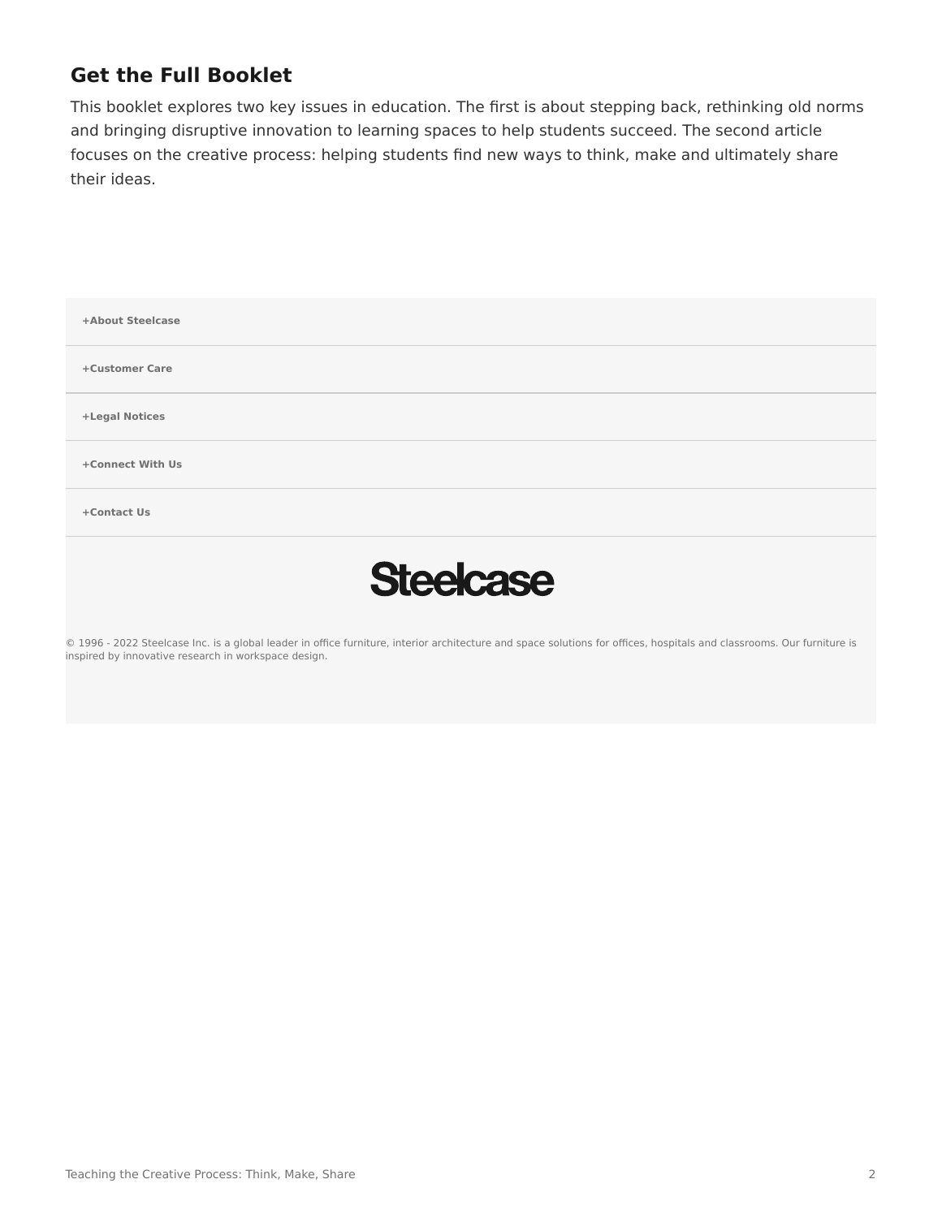## Get the Full Booklet

This booklet explores two key issues in education. The first is about stepping back, rethinking old norms and bringing disruptive innovation to learning spaces to help students succeed. The second article focuses on the creative process: helping students find new ways to think, make and ultimately share their ideas.

**+About Steelcase**

**+Customer Care**

**+Legal Notices**

**+Connect With Us**

**+Contact Us**

Steelcase

© 1996 - 2022 Steelcase Inc. is a global leader in office furniture, interior architecture and space solutions for offices, hospitals and classrooms. Our furniture is inspired by innovative research in workspace design.